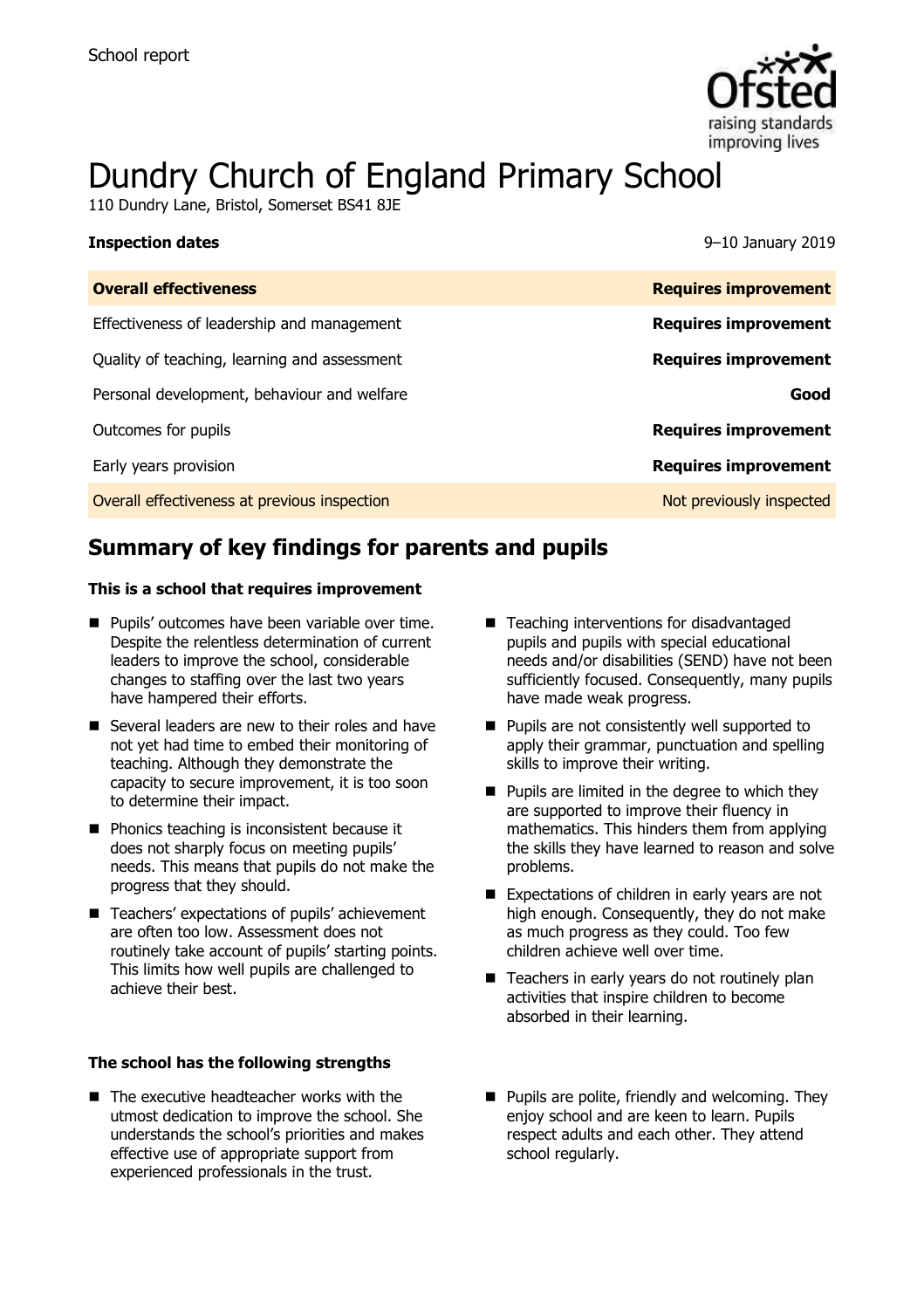School report

# Dundry Church of England Primary School

110 Dundry Lane, Bristol, Somerset BS41 8JE

**Inspection dates** 9–10 January 2019

| **Overall effectiveness** | **Requires improvement** |
| --- | --- |
| Effectiveness of leadership and management | **Requires improvement** |
| Quality of teaching, learning and assessment | **Requires improvement** |
| Personal development, behaviour and welfare | **Good** |
| Outcomes for pupils | **Requires improvement** |
| Early years provision | **Requires improvement** |
| Overall effectiveness at previous inspection | Not previously inspected |

## Summary of key findings for parents and pupils

**This is a school that requires improvement**

- Pupils' outcomes have been variable over time. Despite the relentless determination of current leaders to improve the school, considerable changes to staffing over the last two years have hampered their efforts.
- Several leaders are new to their roles and have not yet had time to embed their monitoring of teaching. Although they demonstrate the capacity to secure improvement, it is too soon to determine their impact.
- Phonics teaching is inconsistent because it does not sharply focus on meeting pupils' needs. This means that pupils do not make the progress that they should.
- Teachers' expectations of pupils' achievement are often too low. Assessment does not routinely take account of pupils' starting points. This limits how well pupils are challenged to achieve their best.
- Teaching interventions for disadvantaged pupils and pupils with special educational needs and/or disabilities (SEND) have not been sufficiently focused. Consequently, many pupils have made weak progress.
- Pupils are not consistently well supported to apply their grammar, punctuation and spelling skills to improve their writing.
- Pupils are limited in the degree to which they are supported to improve their fluency in mathematics. This hinders them from applying the skills they have learned to reason and solve problems.
- Expectations of children in early years are not high enough. Consequently, they do not make as much progress as they could. Too few children achieve well over time.
- Teachers in early years do not routinely plan activities that inspire children to become absorbed in their learning.

**The school has the following strengths**

- The executive headteacher works with the utmost dedication to improve the school. She understands the school's priorities and makes effective use of appropriate support from experienced professionals in the trust.
- Pupils are polite, friendly and welcoming. They enjoy school and are keen to learn. Pupils respect adults and each other. They attend school regularly.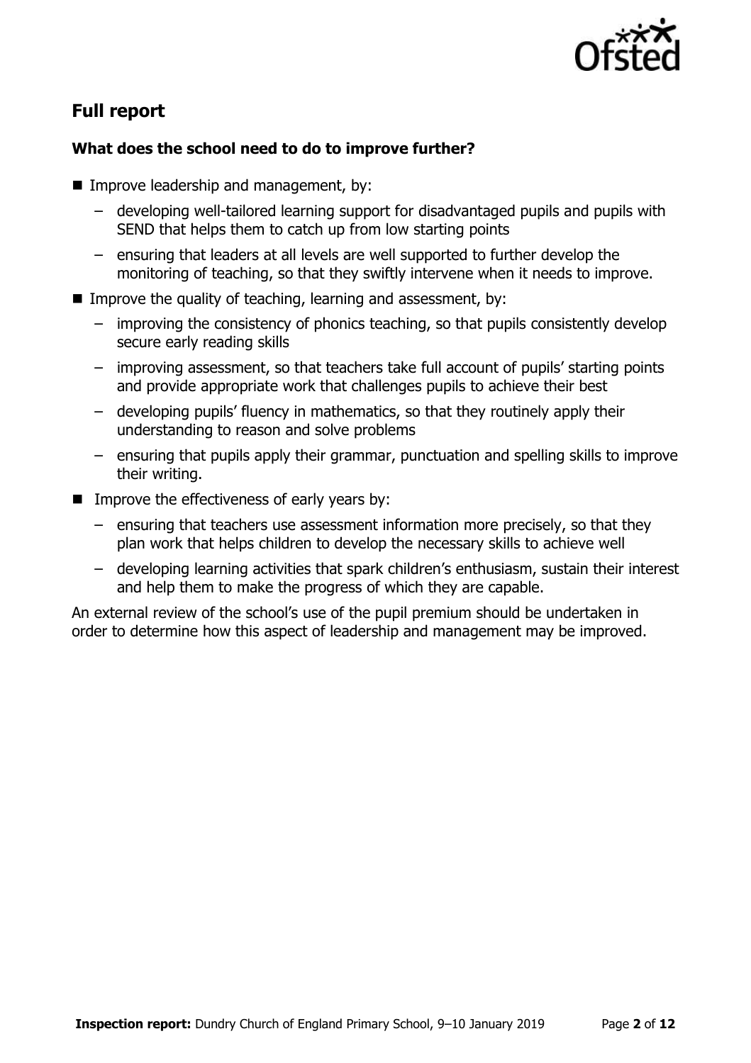## Full report

### What does the school need to do to improve further?

- Improve leadership and management, by:
  - developing well-tailored learning support for disadvantaged pupils and pupils with SEND that helps them to catch up from low starting points
  - ensuring that leaders at all levels are well supported to further develop the monitoring of teaching, so that they swiftly intervene when it needs to improve.
- Improve the quality of teaching, learning and assessment, by:
  - improving the consistency of phonics teaching, so that pupils consistently develop secure early reading skills
  - improving assessment, so that teachers take full account of pupils' starting points and provide appropriate work that challenges pupils to achieve their best
  - developing pupils' fluency in mathematics, so that they routinely apply their understanding to reason and solve problems
  - ensuring that pupils apply their grammar, punctuation and spelling skills to improve their writing.
- Improve the effectiveness of early years by:
  - ensuring that teachers use assessment information more precisely, so that they plan work that helps children to develop the necessary skills to achieve well
  - developing learning activities that spark children's enthusiasm, sustain their interest and help them to make the progress of which they are capable.

An external review of the school's use of the pupil premium should be undertaken in order to determine how this aspect of leadership and management may be improved.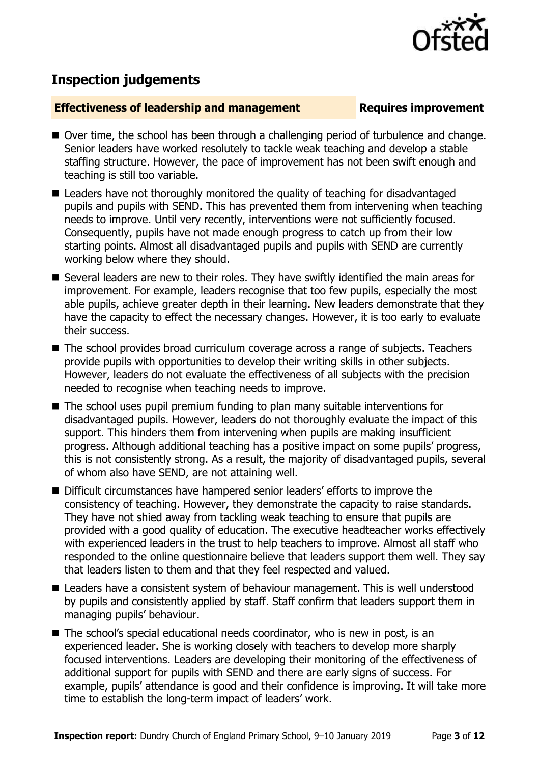## Inspection judgements

**Effectiveness of leadership and management** **Requires improvement**

- Over time, the school has been through a challenging period of turbulence and change. Senior leaders have worked resolutely to tackle weak teaching and develop a stable staffing structure. However, the pace of improvement has not been swift enough and teaching is still too variable.
- Leaders have not thoroughly monitored the quality of teaching for disadvantaged pupils and pupils with SEND. This has prevented them from intervening when teaching needs to improve. Until very recently, interventions were not sufficiently focused. Consequently, pupils have not made enough progress to catch up from their low starting points. Almost all disadvantaged pupils and pupils with SEND are currently working below where they should.
- Several leaders are new to their roles. They have swiftly identified the main areas for improvement. For example, leaders recognise that too few pupils, especially the most able pupils, achieve greater depth in their learning. New leaders demonstrate that they have the capacity to effect the necessary changes. However, it is too early to evaluate their success.
- The school provides broad curriculum coverage across a range of subjects. Teachers provide pupils with opportunities to develop their writing skills in other subjects. However, leaders do not evaluate the effectiveness of all subjects with the precision needed to recognise when teaching needs to improve.
- The school uses pupil premium funding to plan many suitable interventions for disadvantaged pupils. However, leaders do not thoroughly evaluate the impact of this support. This hinders them from intervening when pupils are making insufficient progress. Although additional teaching has a positive impact on some pupils' progress, this is not consistently strong. As a result, the majority of disadvantaged pupils, several of whom also have SEND, are not attaining well.
- Difficult circumstances have hampered senior leaders' efforts to improve the consistency of teaching. However, they demonstrate the capacity to raise standards. They have not shied away from tackling weak teaching to ensure that pupils are provided with a good quality of education. The executive headteacher works effectively with experienced leaders in the trust to help teachers to improve. Almost all staff who responded to the online questionnaire believe that leaders support them well. They say that leaders listen to them and that they feel respected and valued.
- Leaders have a consistent system of behaviour management. This is well understood by pupils and consistently applied by staff. Staff confirm that leaders support them in managing pupils' behaviour.
- The school's special educational needs coordinator, who is new in post, is an experienced leader. She is working closely with teachers to develop more sharply focused interventions. Leaders are developing their monitoring of the effectiveness of additional support for pupils with SEND and there are early signs of success. For example, pupils' attendance is good and their confidence is improving. It will take more time to establish the long-term impact of leaders' work.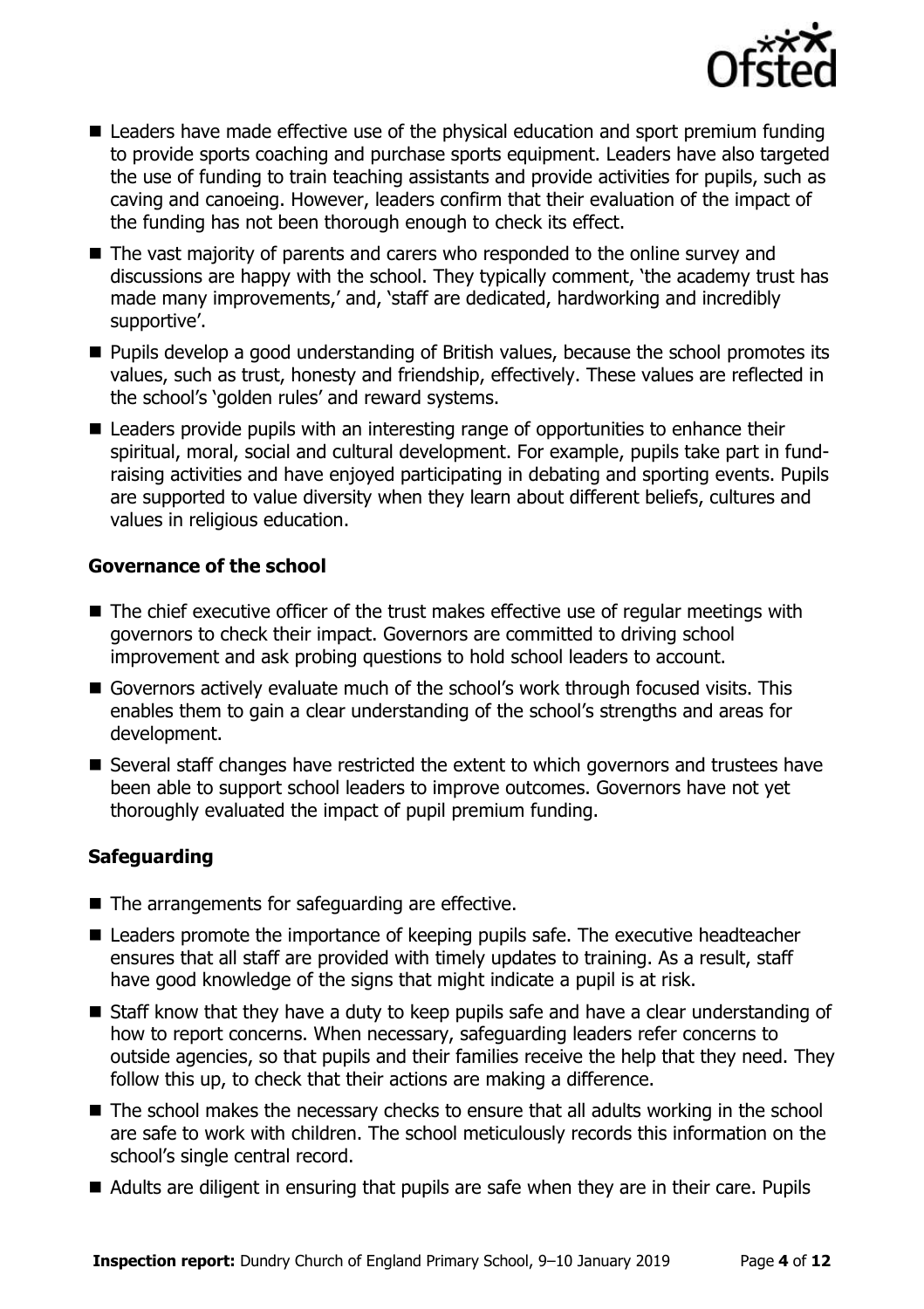- Leaders have made effective use of the physical education and sport premium funding to provide sports coaching and purchase sports equipment. Leaders have also targeted the use of funding to train teaching assistants and provide activities for pupils, such as caving and canoeing. However, leaders confirm that their evaluation of the impact of the funding has not been thorough enough to check its effect.
- The vast majority of parents and carers who responded to the online survey and discussions are happy with the school. They typically comment, 'the academy trust has made many improvements,' and, 'staff are dedicated, hardworking and incredibly supportive'.
- Pupils develop a good understanding of British values, because the school promotes its values, such as trust, honesty and friendship, effectively. These values are reflected in the school's 'golden rules' and reward systems.
- Leaders provide pupils with an interesting range of opportunities to enhance their spiritual, moral, social and cultural development. For example, pupils take part in fund-raising activities and have enjoyed participating in debating and sporting events. Pupils are supported to value diversity when they learn about different beliefs, cultures and values in religious education.

### Governance of the school

- The chief executive officer of the trust makes effective use of regular meetings with governors to check their impact. Governors are committed to driving school improvement and ask probing questions to hold school leaders to account.
- Governors actively evaluate much of the school's work through focused visits. This enables them to gain a clear understanding of the school's strengths and areas for development.
- Several staff changes have restricted the extent to which governors and trustees have been able to support school leaders to improve outcomes. Governors have not yet thoroughly evaluated the impact of pupil premium funding.

### Safeguarding

- The arrangements for safeguarding are effective.
- Leaders promote the importance of keeping pupils safe. The executive headteacher ensures that all staff are provided with timely updates to training. As a result, staff have good knowledge of the signs that might indicate a pupil is at risk.
- Staff know that they have a duty to keep pupils safe and have a clear understanding of how to report concerns. When necessary, safeguarding leaders refer concerns to outside agencies, so that pupils and their families receive the help that they need. They follow this up, to check that their actions are making a difference.
- The school makes the necessary checks to ensure that all adults working in the school are safe to work with children. The school meticulously records this information on the school's single central record.
- Adults are diligent in ensuring that pupils are safe when they are in their care. Pupils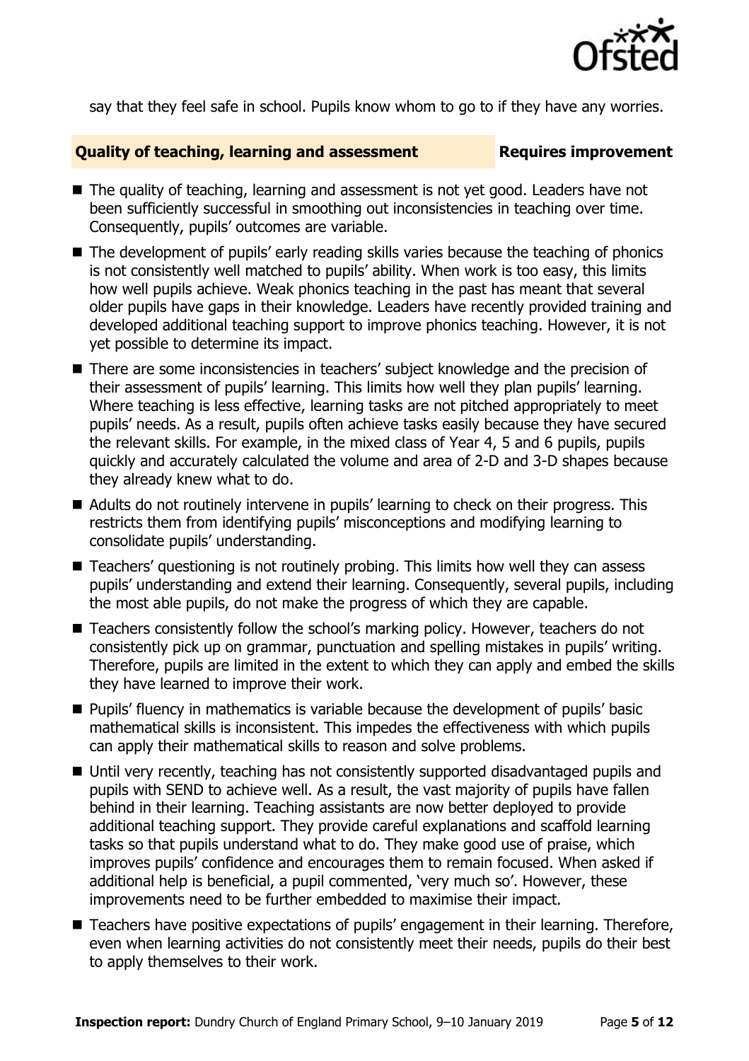say that they feel safe in school. Pupils know whom to go to if they have any worries.

## Quality of teaching, learning and assessment — Requires improvement

- The quality of teaching, learning and assessment is not yet good. Leaders have not been sufficiently successful in smoothing out inconsistencies in teaching over time. Consequently, pupils' outcomes are variable.
- The development of pupils' early reading skills varies because the teaching of phonics is not consistently well matched to pupils' ability. When work is too easy, this limits how well pupils achieve. Weak phonics teaching in the past has meant that several older pupils have gaps in their knowledge. Leaders have recently provided training and developed additional teaching support to improve phonics teaching. However, it is not yet possible to determine its impact.
- There are some inconsistencies in teachers' subject knowledge and the precision of their assessment of pupils' learning. This limits how well they plan pupils' learning. Where teaching is less effective, learning tasks are not pitched appropriately to meet pupils' needs. As a result, pupils often achieve tasks easily because they have secured the relevant skills. For example, in the mixed class of Year 4, 5 and 6 pupils, pupils quickly and accurately calculated the volume and area of 2-D and 3-D shapes because they already knew what to do.
- Adults do not routinely intervene in pupils' learning to check on their progress. This restricts them from identifying pupils' misconceptions and modifying learning to consolidate pupils' understanding.
- Teachers' questioning is not routinely probing. This limits how well they can assess pupils' understanding and extend their learning. Consequently, several pupils, including the most able pupils, do not make the progress of which they are capable.
- Teachers consistently follow the school's marking policy. However, teachers do not consistently pick up on grammar, punctuation and spelling mistakes in pupils' writing. Therefore, pupils are limited in the extent to which they can apply and embed the skills they have learned to improve their work.
- Pupils' fluency in mathematics is variable because the development of pupils' basic mathematical skills is inconsistent. This impedes the effectiveness with which pupils can apply their mathematical skills to reason and solve problems.
- Until very recently, teaching has not consistently supported disadvantaged pupils and pupils with SEND to achieve well. As a result, the vast majority of pupils have fallen behind in their learning. Teaching assistants are now better deployed to provide additional teaching support. They provide careful explanations and scaffold learning tasks so that pupils understand what to do. They make good use of praise, which improves pupils' confidence and encourages them to remain focused. When asked if additional help is beneficial, a pupil commented, 'very much so'. However, these improvements need to be further embedded to maximise their impact.
- Teachers have positive expectations of pupils' engagement in their learning. Therefore, even when learning activities do not consistently meet their needs, pupils do their best to apply themselves to their work.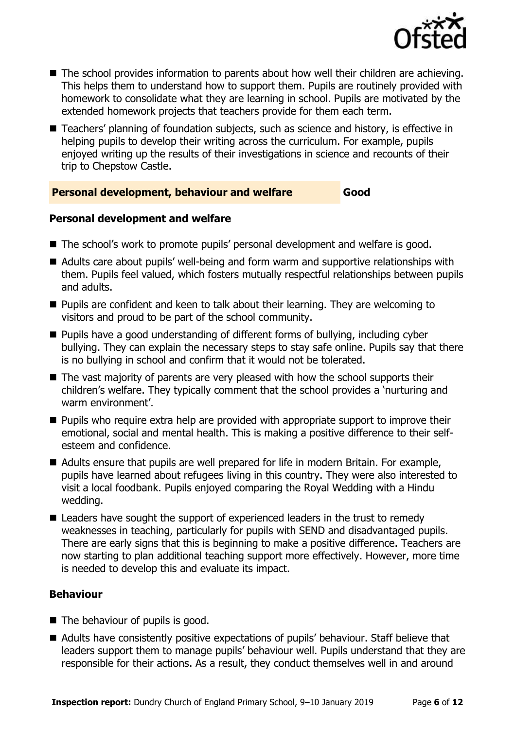- The school provides information to parents about how well their children are achieving. This helps them to understand how to support them. Pupils are routinely provided with homework to consolidate what they are learning in school. Pupils are motivated by the extended homework projects that teachers provide for them each term.
- Teachers' planning of foundation subjects, such as science and history, is effective in helping pupils to develop their writing across the curriculum. For example, pupils enjoyed writing up the results of their investigations in science and recounts of their trip to Chepstow Castle.

## Personal development, behaviour and welfare — Good

### Personal development and welfare

- The school's work to promote pupils' personal development and welfare is good.
- Adults care about pupils' well-being and form warm and supportive relationships with them. Pupils feel valued, which fosters mutually respectful relationships between pupils and adults.
- Pupils are confident and keen to talk about their learning. They are welcoming to visitors and proud to be part of the school community.
- Pupils have a good understanding of different forms of bullying, including cyber bullying. They can explain the necessary steps to stay safe online. Pupils say that there is no bullying in school and confirm that it would not be tolerated.
- The vast majority of parents are very pleased with how the school supports their children's welfare. They typically comment that the school provides a 'nurturing and warm environment'.
- Pupils who require extra help are provided with appropriate support to improve their emotional, social and mental health. This is making a positive difference to their self-esteem and confidence.
- Adults ensure that pupils are well prepared for life in modern Britain. For example, pupils have learned about refugees living in this country. They were also interested to visit a local foodbank. Pupils enjoyed comparing the Royal Wedding with a Hindu wedding.
- Leaders have sought the support of experienced leaders in the trust to remedy weaknesses in teaching, particularly for pupils with SEND and disadvantaged pupils. There are early signs that this is beginning to make a positive difference. Teachers are now starting to plan additional teaching support more effectively. However, more time is needed to develop this and evaluate its impact.

### Behaviour

- The behaviour of pupils is good.
- Adults have consistently positive expectations of pupils' behaviour. Staff believe that leaders support them to manage pupils' behaviour well. Pupils understand that they are responsible for their actions. As a result, they conduct themselves well in and around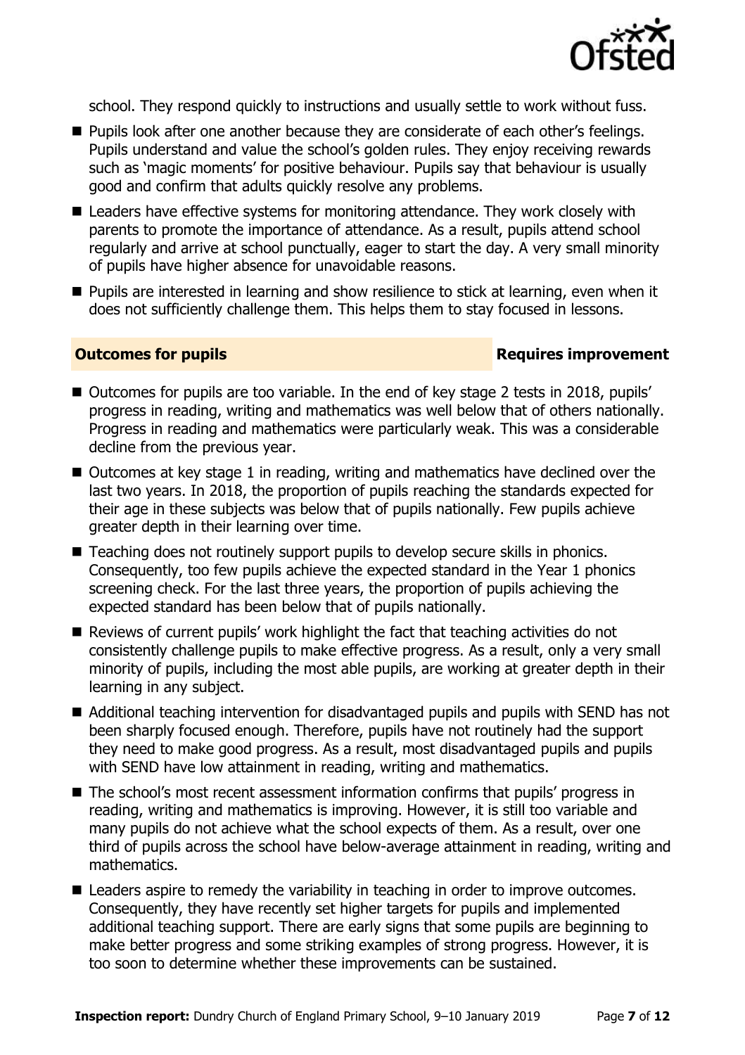school. They respond quickly to instructions and usually settle to work without fuss.

- Pupils look after one another because they are considerate of each other's feelings. Pupils understand and value the school's golden rules. They enjoy receiving rewards such as 'magic moments' for positive behaviour. Pupils say that behaviour is usually good and confirm that adults quickly resolve any problems.
- Leaders have effective systems for monitoring attendance. They work closely with parents to promote the importance of attendance. As a result, pupils attend school regularly and arrive at school punctually, eager to start the day. A very small minority of pupils have higher absence for unavoidable reasons.
- Pupils are interested in learning and show resilience to stick at learning, even when it does not sufficiently challenge them. This helps them to stay focused in lessons.

## Outcomes for pupils — Requires improvement

- Outcomes for pupils are too variable. In the end of key stage 2 tests in 2018, pupils' progress in reading, writing and mathematics was well below that of others nationally. Progress in reading and mathematics were particularly weak. This was a considerable decline from the previous year.
- Outcomes at key stage 1 in reading, writing and mathematics have declined over the last two years. In 2018, the proportion of pupils reaching the standards expected for their age in these subjects was below that of pupils nationally. Few pupils achieve greater depth in their learning over time.
- Teaching does not routinely support pupils to develop secure skills in phonics. Consequently, too few pupils achieve the expected standard in the Year 1 phonics screening check. For the last three years, the proportion of pupils achieving the expected standard has been below that of pupils nationally.
- Reviews of current pupils' work highlight the fact that teaching activities do not consistently challenge pupils to make effective progress. As a result, only a very small minority of pupils, including the most able pupils, are working at greater depth in their learning in any subject.
- Additional teaching intervention for disadvantaged pupils and pupils with SEND has not been sharply focused enough. Therefore, pupils have not routinely had the support they need to make good progress. As a result, most disadvantaged pupils and pupils with SEND have low attainment in reading, writing and mathematics.
- The school's most recent assessment information confirms that pupils' progress in reading, writing and mathematics is improving. However, it is still too variable and many pupils do not achieve what the school expects of them. As a result, over one third of pupils across the school have below-average attainment in reading, writing and mathematics.
- Leaders aspire to remedy the variability in teaching in order to improve outcomes. Consequently, they have recently set higher targets for pupils and implemented additional teaching support. There are early signs that some pupils are beginning to make better progress and some striking examples of strong progress. However, it is too soon to determine whether these improvements can be sustained.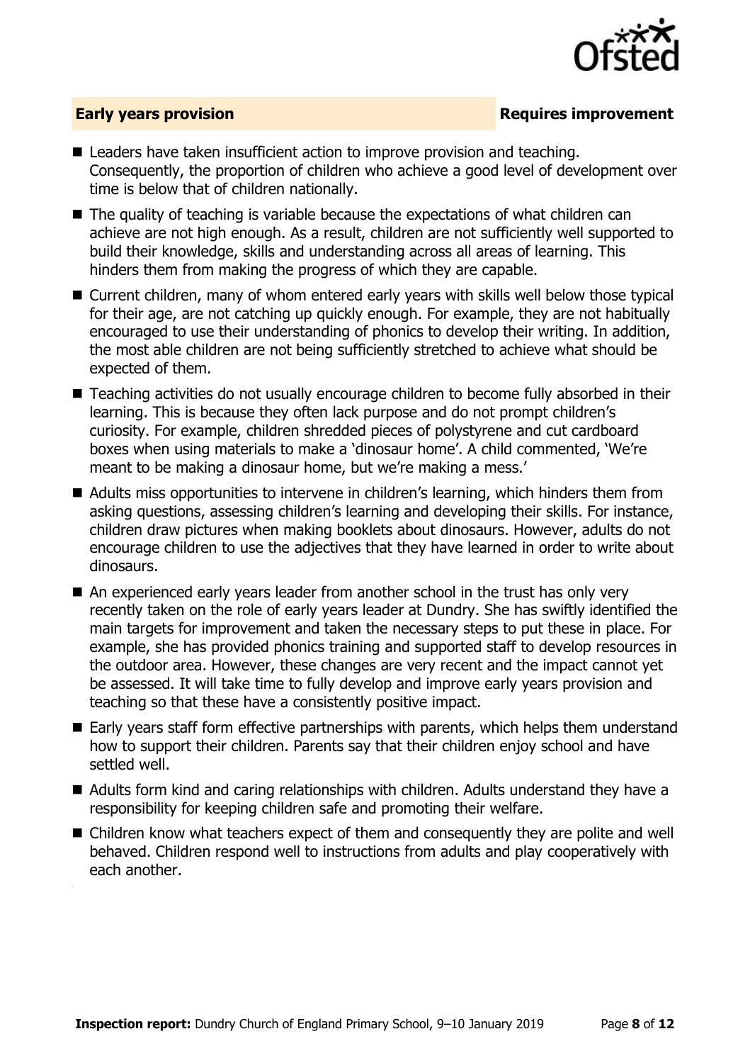## Early years provision **Requires improvement**

- Leaders have taken insufficient action to improve provision and teaching. Consequently, the proportion of children who achieve a good level of development over time is below that of children nationally.
- The quality of teaching is variable because the expectations of what children can achieve are not high enough. As a result, children are not sufficiently well supported to build their knowledge, skills and understanding across all areas of learning. This hinders them from making the progress of which they are capable.
- Current children, many of whom entered early years with skills well below those typical for their age, are not catching up quickly enough. For example, they are not habitually encouraged to use their understanding of phonics to develop their writing. In addition, the most able children are not being sufficiently stretched to achieve what should be expected of them.
- Teaching activities do not usually encourage children to become fully absorbed in their learning. This is because they often lack purpose and do not prompt children's curiosity. For example, children shredded pieces of polystyrene and cut cardboard boxes when using materials to make a 'dinosaur home'. A child commented, 'We're meant to be making a dinosaur home, but we're making a mess.'
- Adults miss opportunities to intervene in children's learning, which hinders them from asking questions, assessing children's learning and developing their skills. For instance, children draw pictures when making booklets about dinosaurs. However, adults do not encourage children to use the adjectives that they have learned in order to write about dinosaurs.
- An experienced early years leader from another school in the trust has only very recently taken on the role of early years leader at Dundry. She has swiftly identified the main targets for improvement and taken the necessary steps to put these in place. For example, she has provided phonics training and supported staff to develop resources in the outdoor area. However, these changes are very recent and the impact cannot yet be assessed. It will take time to fully develop and improve early years provision and teaching so that these have a consistently positive impact.
- Early years staff form effective partnerships with parents, which helps them understand how to support their children. Parents say that their children enjoy school and have settled well.
- Adults form kind and caring relationships with children. Adults understand they have a responsibility for keeping children safe and promoting their welfare.
- Children know what teachers expect of them and consequently they are polite and well behaved. Children respond well to instructions from adults and play cooperatively with each another.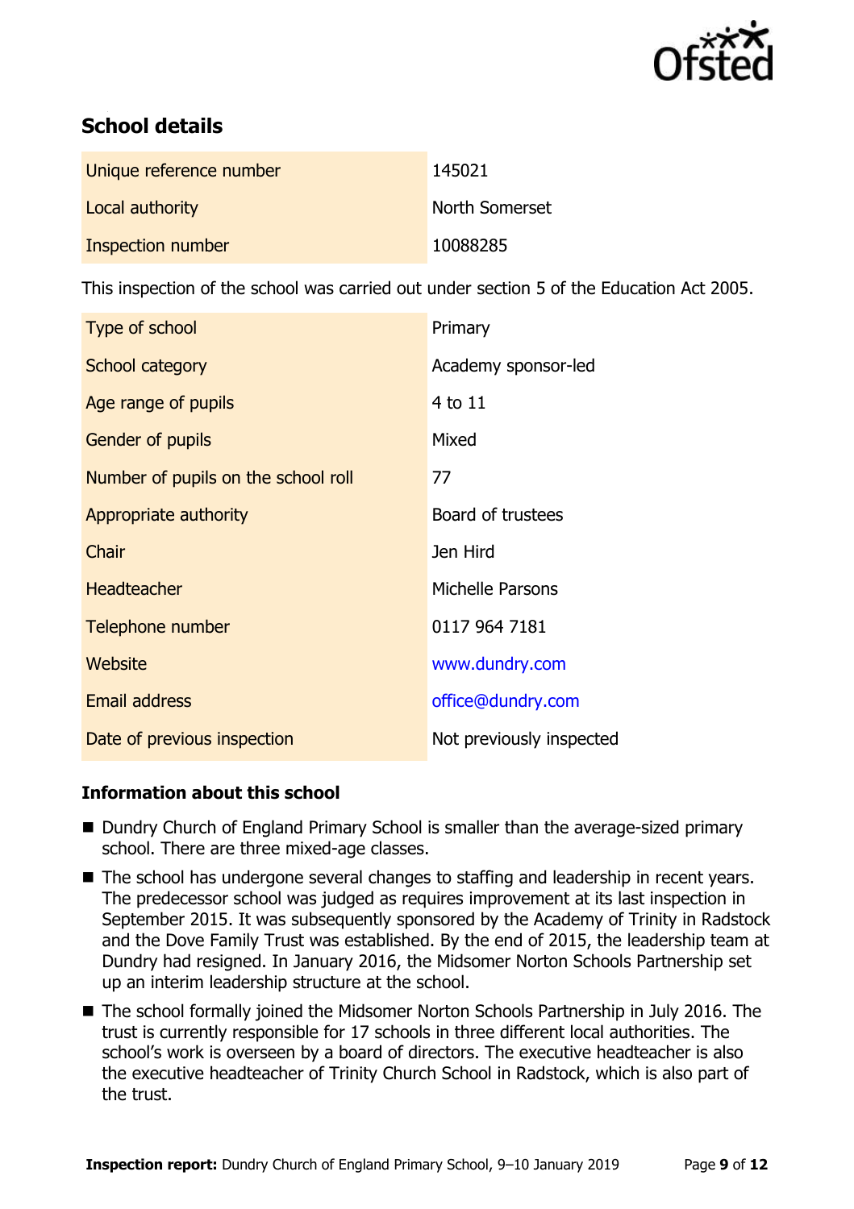## School details

| | |
|---|---|
| Unique reference number | 145021 |
| Local authority | North Somerset |
| Inspection number | 10088285 |

This inspection of the school was carried out under section 5 of the Education Act 2005.

| | |
|---|---|
| Type of school | Primary |
| School category | Academy sponsor-led |
| Age range of pupils | 4 to 11 |
| Gender of pupils | Mixed |
| Number of pupils on the school roll | 77 |
| Appropriate authority | Board of trustees |
| Chair | Jen Hird |
| Headteacher | Michelle Parsons |
| Telephone number | 0117 964 7181 |
| Website | www.dundry.com |
| Email address | office@dundry.com |
| Date of previous inspection | Not previously inspected |

### Information about this school

- Dundry Church of England Primary School is smaller than the average-sized primary school. There are three mixed-age classes.
- The school has undergone several changes to staffing and leadership in recent years. The predecessor school was judged as requires improvement at its last inspection in September 2015. It was subsequently sponsored by the Academy of Trinity in Radstock and the Dove Family Trust was established. By the end of 2015, the leadership team at Dundry had resigned. In January 2016, the Midsomer Norton Schools Partnership set up an interim leadership structure at the school.
- The school formally joined the Midsomer Norton Schools Partnership in July 2016. The trust is currently responsible for 17 schools in three different local authorities. The school's work is overseen by a board of directors. The executive headteacher is also the executive headteacher of Trinity Church School in Radstock, which is also part of the trust.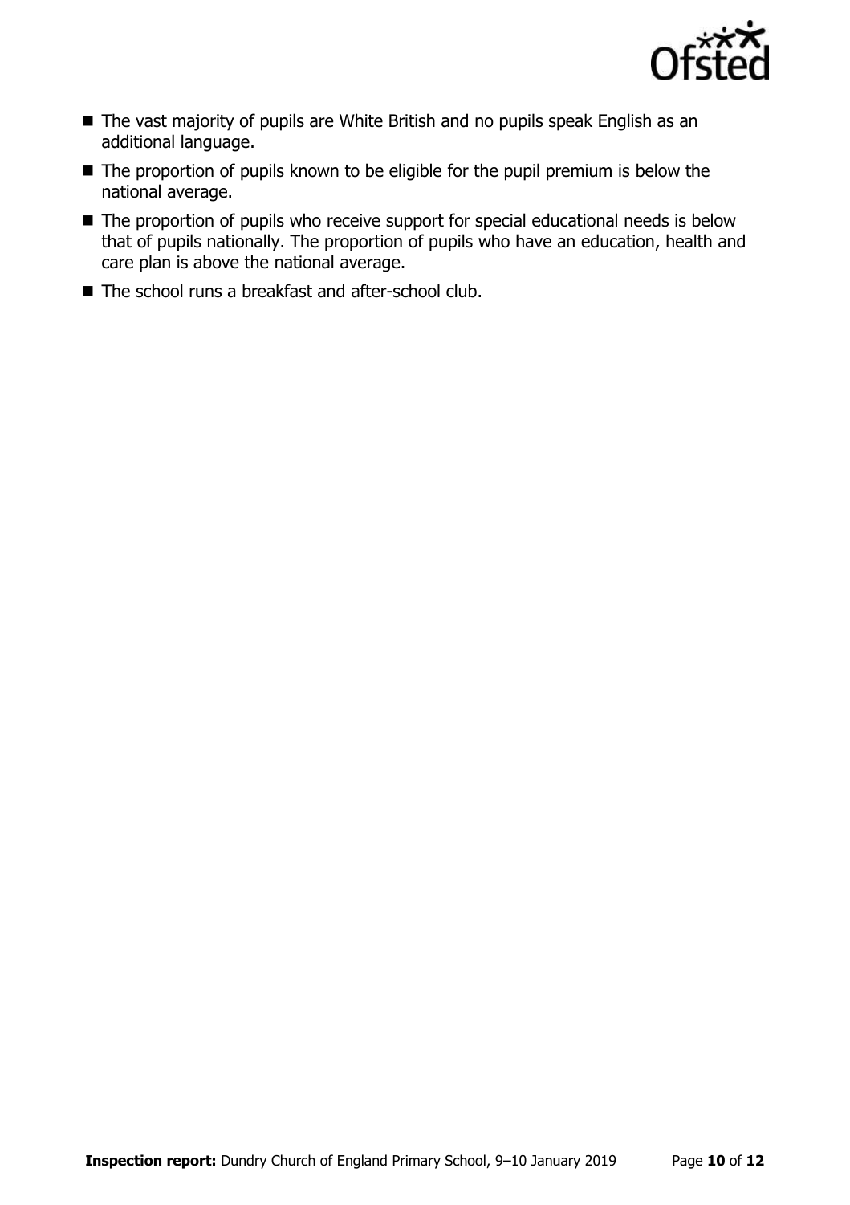- The vast majority of pupils are White British and no pupils speak English as an additional language.
- The proportion of pupils known to be eligible for the pupil premium is below the national average.
- The proportion of pupils who receive support for special educational needs is below that of pupils nationally. The proportion of pupils who have an education, health and care plan is above the national average.
- The school runs a breakfast and after-school club.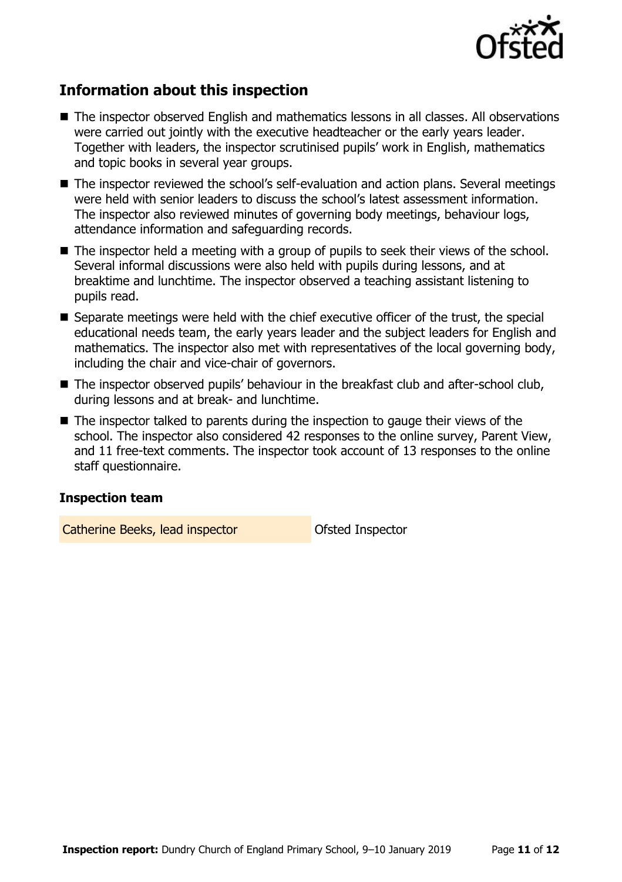## Information about this inspection

- The inspector observed English and mathematics lessons in all classes. All observations were carried out jointly with the executive headteacher or the early years leader. Together with leaders, the inspector scrutinised pupils' work in English, mathematics and topic books in several year groups.
- The inspector reviewed the school's self-evaluation and action plans. Several meetings were held with senior leaders to discuss the school's latest assessment information. The inspector also reviewed minutes of governing body meetings, behaviour logs, attendance information and safeguarding records.
- The inspector held a meeting with a group of pupils to seek their views of the school. Several informal discussions were also held with pupils during lessons, and at breaktime and lunchtime. The inspector observed a teaching assistant listening to pupils read.
- Separate meetings were held with the chief executive officer of the trust, the special educational needs team, the early years leader and the subject leaders for English and mathematics. The inspector also met with representatives of the local governing body, including the chair and vice-chair of governors.
- The inspector observed pupils' behaviour in the breakfast club and after-school club, during lessons and at break- and lunchtime.
- The inspector talked to parents during the inspection to gauge their views of the school. The inspector also considered 42 responses to the online survey, Parent View, and 11 free-text comments. The inspector took account of 13 responses to the online staff questionnaire.

### Inspection team

| | |
|---|---|
| Catherine Beeks, lead inspector | Ofsted Inspector |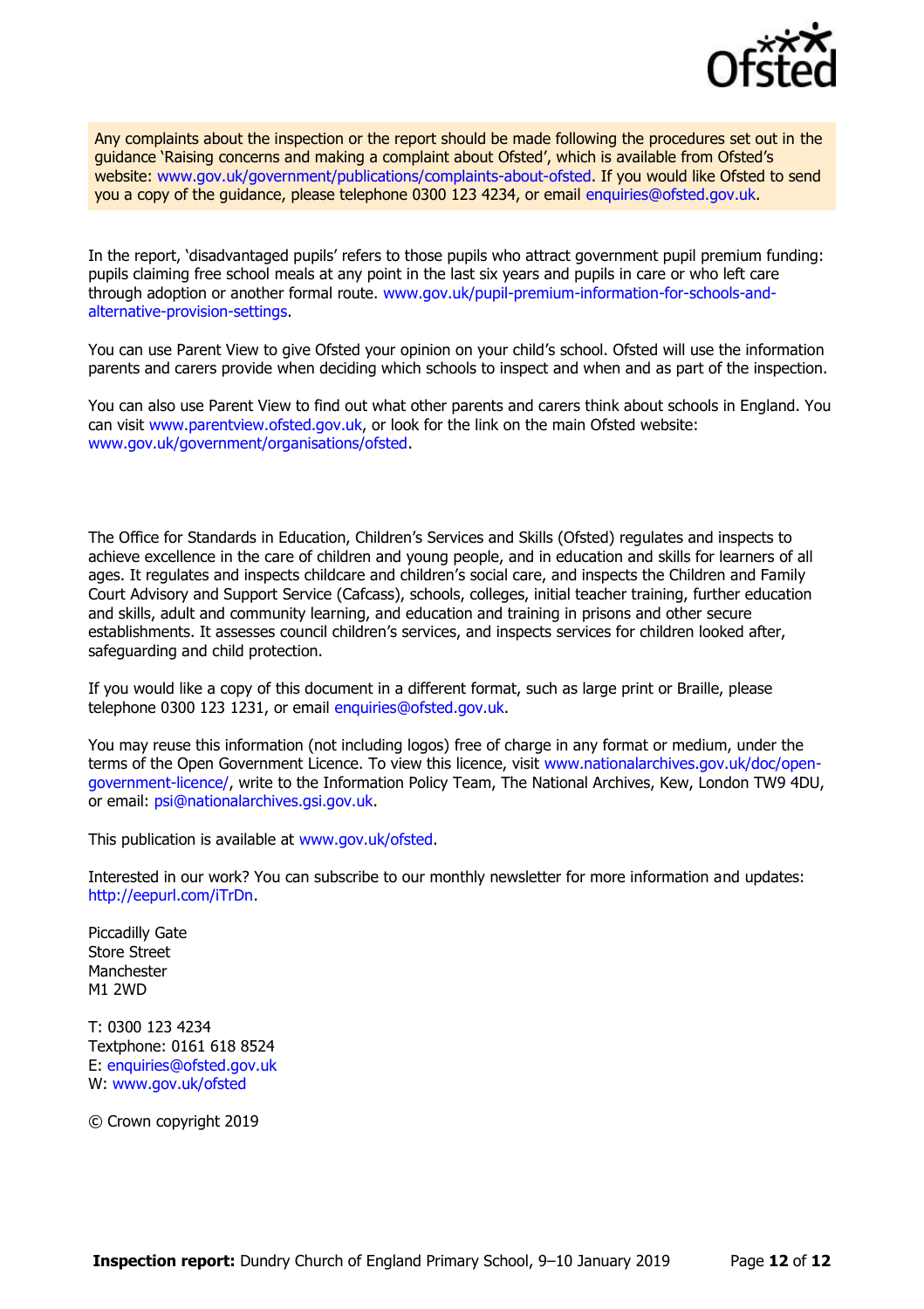Any complaints about the inspection or the report should be made following the procedures set out in the guidance 'Raising concerns and making a complaint about Ofsted', which is available from Ofsted's website: www.gov.uk/government/publications/complaints-about-ofsted. If you would like Ofsted to send you a copy of the guidance, please telephone 0300 123 4234, or email enquiries@ofsted.gov.uk.

In the report, 'disadvantaged pupils' refers to those pupils who attract government pupil premium funding: pupils claiming free school meals at any point in the last six years and pupils in care or who left care through adoption or another formal route. www.gov.uk/pupil-premium-information-for-schools-and-alternative-provision-settings.

You can use Parent View to give Ofsted your opinion on your child's school. Ofsted will use the information parents and carers provide when deciding which schools to inspect and when and as part of the inspection.

You can also use Parent View to find out what other parents and carers think about schools in England. You can visit www.parentview.ofsted.gov.uk, or look for the link on the main Ofsted website: www.gov.uk/government/organisations/ofsted.

The Office for Standards in Education, Children's Services and Skills (Ofsted) regulates and inspects to achieve excellence in the care of children and young people, and in education and skills for learners of all ages. It regulates and inspects childcare and children's social care, and inspects the Children and Family Court Advisory and Support Service (Cafcass), schools, colleges, initial teacher training, further education and skills, adult and community learning, and education and training in prisons and other secure establishments. It assesses council children's services, and inspects services for children looked after, safeguarding and child protection.

If you would like a copy of this document in a different format, such as large print or Braille, please telephone 0300 123 1231, or email enquiries@ofsted.gov.uk.

You may reuse this information (not including logos) free of charge in any format or medium, under the terms of the Open Government Licence. To view this licence, visit www.nationalarchives.gov.uk/doc/open-government-licence/, write to the Information Policy Team, The National Archives, Kew, London TW9 4DU, or email: psi@nationalarchives.gsi.gov.uk.

This publication is available at www.gov.uk/ofsted.

Interested in our work? You can subscribe to our monthly newsletter for more information and updates: http://eepurl.com/iTrDn.

Piccadilly Gate
Store Street
Manchester
M1 2WD

T: 0300 123 4234
Textphone: 0161 618 8524
E: enquiries@ofsted.gov.uk
W: www.gov.uk/ofsted

© Crown copyright 2019